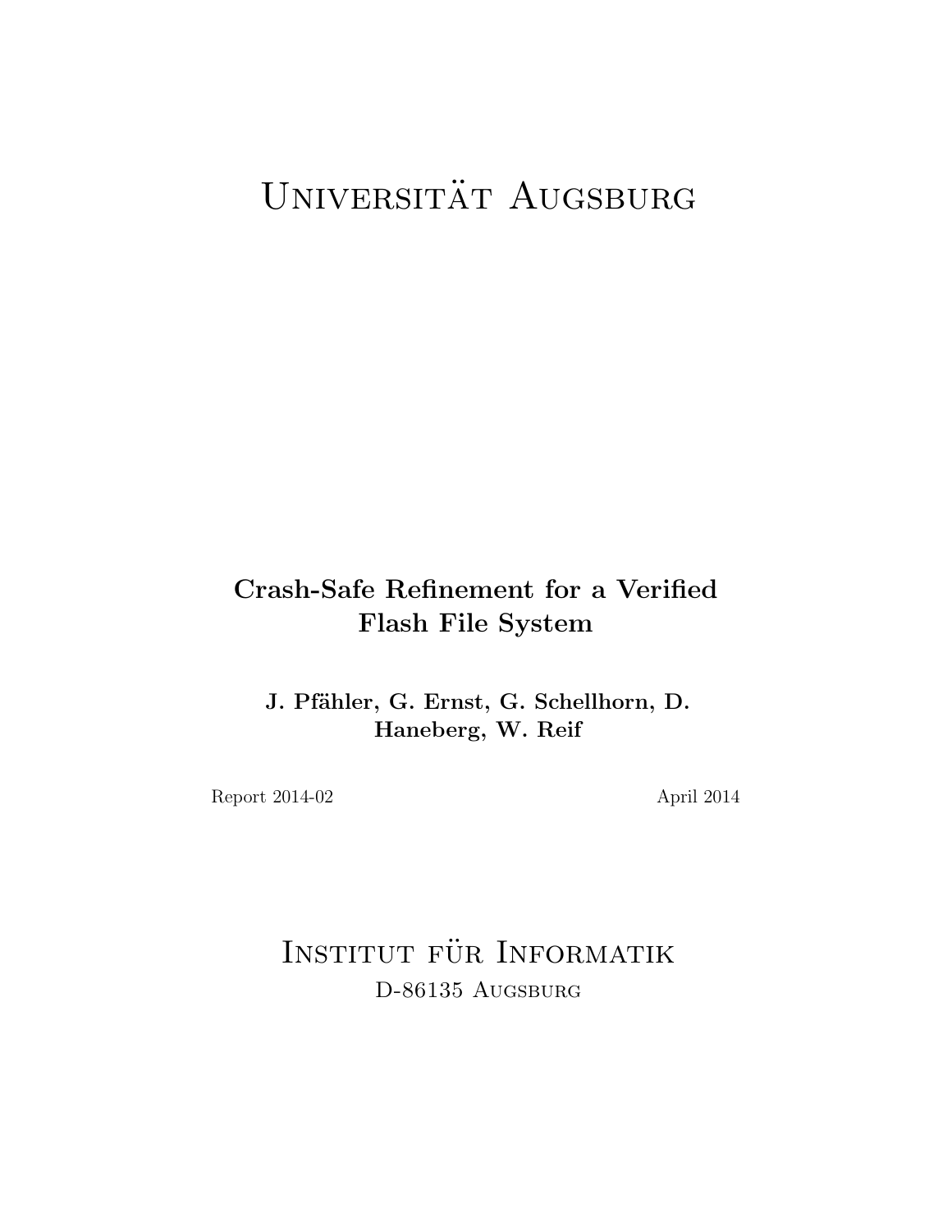# Universität Augsburg

**Crash-Safe Refinement for a Verified Flash File System**

**J. Pfähler, G. Ernst, G. Schellhorn, D. Haneberg, W. Reif**

Report 2014-02

April 2014

## Institut für Informatik

D-86135 Augsburg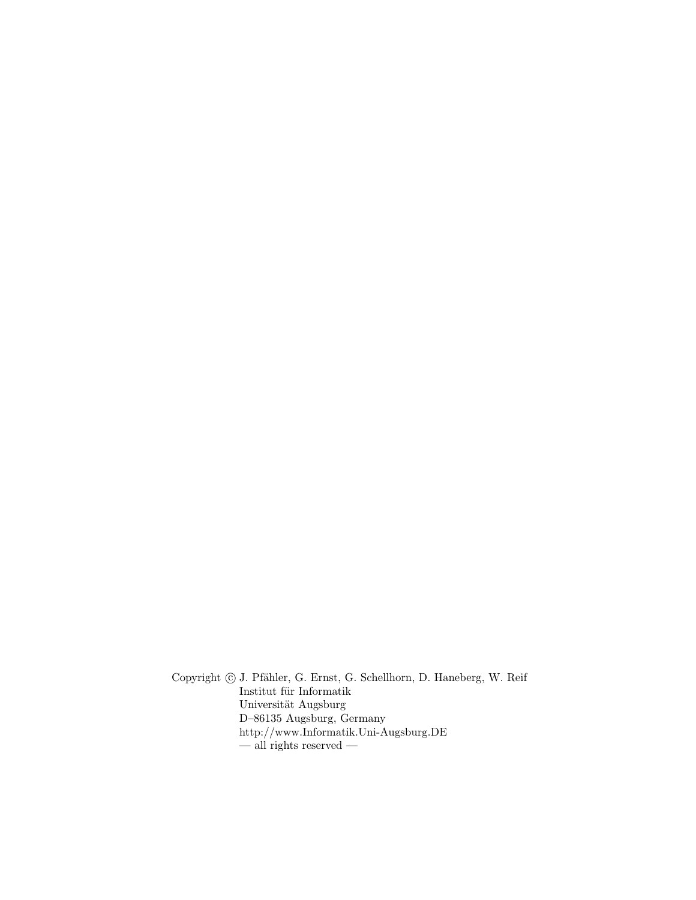Copyright © J. Pfähler, G. Ernst, G. Schellhorn, D. Haneberg, W. Reif
Institut für Informatik
Universität Augsburg
D–86135 Augsburg, Germany
http://www.Informatik.Uni-Augsburg.DE
— all rights reserved —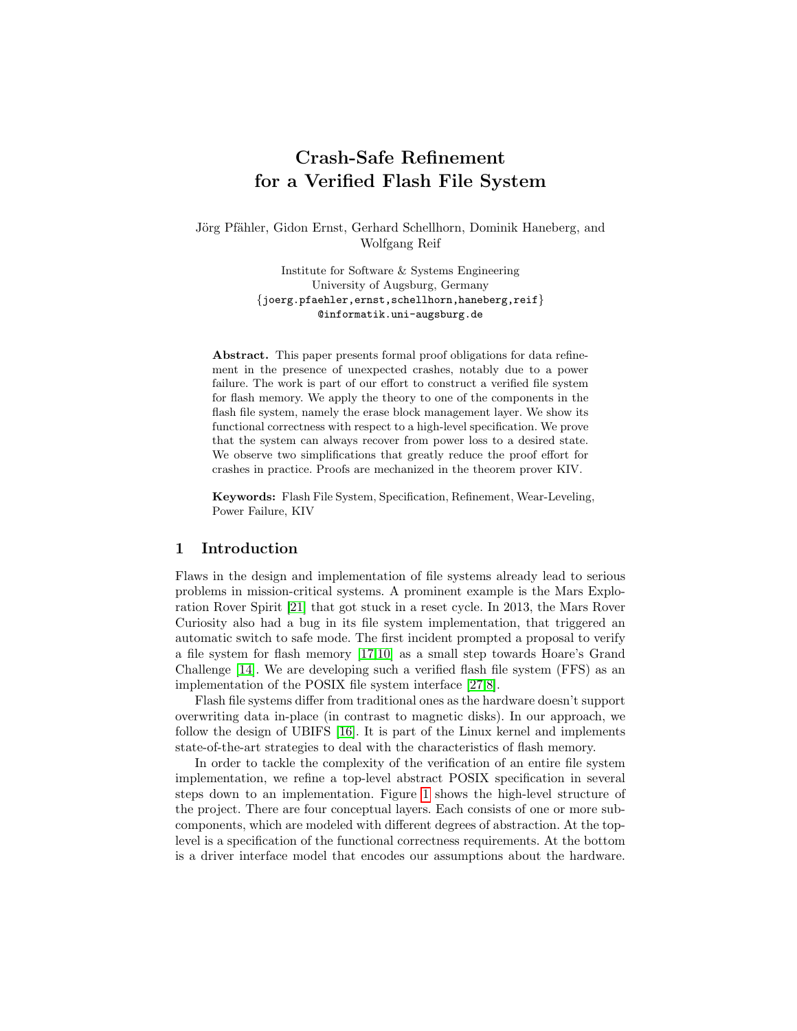# Crash-Safe Refinement for a Verified Flash File System

Jörg Pfähler, Gidon Ernst, Gerhard Schellhorn, Dominik Haneberg, and Wolfgang Reif

Institute for Software & Systems Engineering
University of Augsburg, Germany
{joerg.pfaehler,ernst,schellhorn,haneberg,reif}
@informatik.uni-augsburg.de

**Abstract.** This paper presents formal proof obligations for data refinement in the presence of unexpected crashes, notably due to a power failure. The work is part of our effort to construct a verified file system for flash memory. We apply the theory to one of the components in the flash file system, namely the erase block management layer. We show its functional correctness with respect to a high-level specification. We prove that the system can always recover from power loss to a desired state. We observe two simplifications that greatly reduce the proof effort for crashes in practice. Proofs are mechanized in the theorem prover KIV.

**Keywords:** Flash File System, Specification, Refinement, Wear-Leveling, Power Failure, KIV

## 1 Introduction

Flaws in the design and implementation of file systems already lead to serious problems in mission-critical systems. A prominent example is the Mars Exploration Rover Spirit [21] that got stuck in a reset cycle. In 2013, the Mars Rover Curiosity also had a bug in its file system implementation, that triggered an automatic switch to safe mode. The first incident prompted a proposal to verify a file system for flash memory [17,10] as a small step towards Hoare's Grand Challenge [14]. We are developing such a verified flash file system (FFS) as an implementation of the POSIX file system interface [27,8].

Flash file systems differ from traditional ones as the hardware doesn't support overwriting data in-place (in contrast to magnetic disks). In our approach, we follow the design of UBIFS [16]. It is part of the Linux kernel and implements state-of-the-art strategies to deal with the characteristics of flash memory.

In order to tackle the complexity of the verification of an entire file system implementation, we refine a top-level abstract POSIX specification in several steps down to an implementation. Figure 1 shows the high-level structure of the project. There are four conceptual layers. Each consists of one or more subcomponents, which are modeled with different degrees of abstraction. At the top-level is a specification of the functional correctness requirements. At the bottom is a driver interface model that encodes our assumptions about the hardware.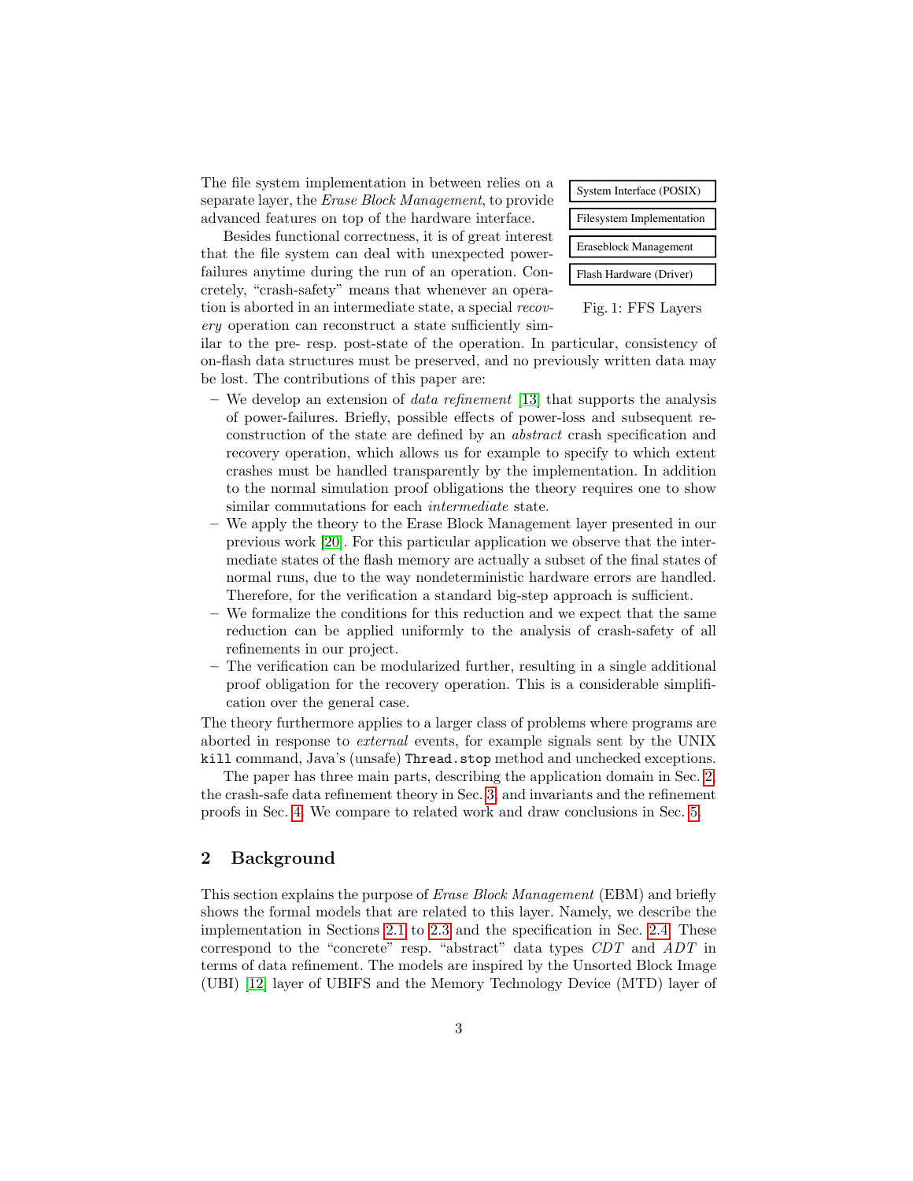The file system implementation in between relies on a separate layer, the *Erase Block Management*, to provide advanced features on top of the hardware interface.

| System Interface (POSIX) |
|---|
| Filesystem Implementation |
| Eraseblock Management |
| Flash Hardware (Driver) |

Fig. 1: FFS Layers

Besides functional correctness, it is of great interest that the file system can deal with unexpected power-failures anytime during the run of an operation. Concretely, "crash-safety" means that whenever an operation is aborted in an intermediate state, a special *recovery* operation can reconstruct a state sufficiently similar to the pre- resp. post-state of the operation. In particular, consistency of on-flash data structures must be preserved, and no previously written data may be lost. The contributions of this paper are:

- We develop an extension of *data refinement* [13] that supports the analysis of power-failures. Briefly, possible effects of power-loss and subsequent reconstruction of the state are defined by an *abstract* crash specification and recovery operation, which allows us for example to specify to which extent crashes must be handled transparently by the implementation. In addition to the normal simulation proof obligations the theory requires one to show similar commutations for each *intermediate* state.
- We apply the theory to the Erase Block Management layer presented in our previous work [20]. For this particular application we observe that the intermediate states of the flash memory are actually a subset of the final states of normal runs, due to the way nondeterministic hardware errors are handled. Therefore, for the verification a standard big-step approach is sufficient.
- We formalize the conditions for this reduction and we expect that the same reduction can be applied uniformly to the analysis of crash-safety of all refinements in our project.
- The verification can be modularized further, resulting in a single additional proof obligation for the recovery operation. This is a considerable simplification over the general case.

The theory furthermore applies to a larger class of problems where programs are aborted in response to *external* events, for example signals sent by the UNIX `kill` command, Java's (unsafe) `Thread.stop` method and unchecked exceptions.

The paper has three main parts, describing the application domain in Sec. 2, the crash-safe data refinement theory in Sec. 3, and invariants and the refinement proofs in Sec. 4. We compare to related work and draw conclusions in Sec. 5.

## 2 Background

This section explains the purpose of *Erase Block Management* (EBM) and briefly shows the formal models that are related to this layer. Namely, we describe the implementation in Sections 2.1 to 2.3 and the specification in Sec. 2.4. These correspond to the "concrete" resp. "abstract" data types *CDT* and *ADT* in terms of data refinement. The models are inspired by the Unsorted Block Image (UBI) [12] layer of UBIFS and the Memory Technology Device (MTD) layer of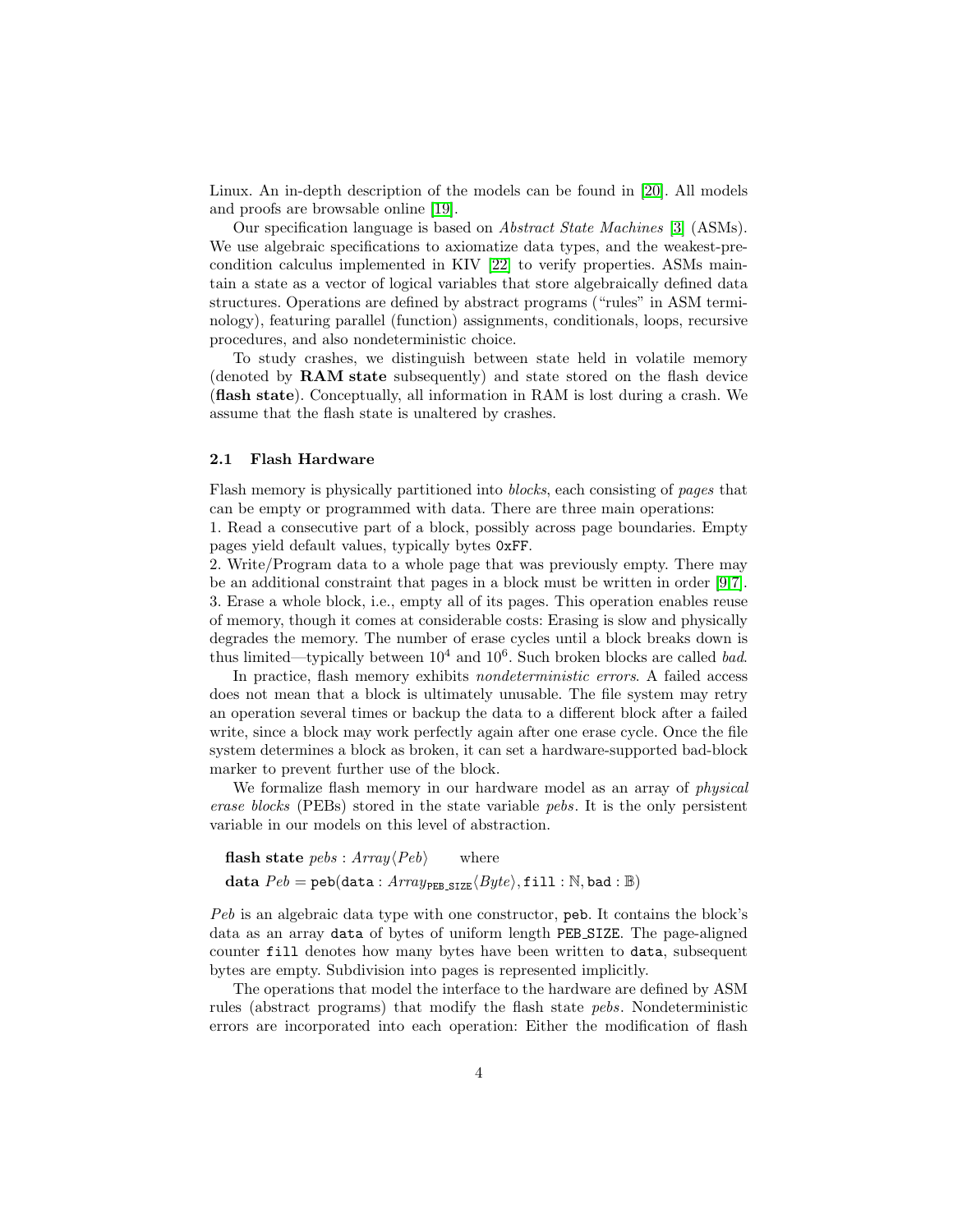Linux. An in-depth description of the models can be found in [20]. All models and proofs are browsable online [19].

Our specification language is based on *Abstract State Machines* [3] (ASMs). We use algebraic specifications to axiomatize data types, and the weakest-precondition calculus implemented in KIV [22] to verify properties. ASMs maintain a state as a vector of logical variables that store algebraically defined data structures. Operations are defined by abstract programs ("rules" in ASM terminology), featuring parallel (function) assignments, conditionals, loops, recursive procedures, and also nondeterministic choice.

To study crashes, we distinguish between state held in volatile memory (denoted by **RAM state** subsequently) and state stored on the flash device (**flash state**). Conceptually, all information in RAM is lost during a crash. We assume that the flash state is unaltered by crashes.

### 2.1 Flash Hardware

Flash memory is physically partitioned into *blocks*, each consisting of *pages* that can be empty or programmed with data. There are three main operations:
1. Read a consecutive part of a block, possibly across page boundaries. Empty pages yield default values, typically bytes `0xFF`.
2. Write/Program data to a whole page that was previously empty. There may be an additional constraint that pages in a block must be written in order [9,7].
3. Erase a whole block, i.e., empty all of its pages. This operation enables reuse of memory, though it comes at considerable costs: Erasing is slow and physically degrades the memory. The number of erase cycles until a block breaks down is thus limited—typically between $10^4$ and $10^6$. Such broken blocks are called *bad*.

In practice, flash memory exhibits *nondeterministic errors*. A failed access does not mean that a block is ultimately unusable. The file system may retry an operation several times or backup the data to a different block after a failed write, since a block may work perfectly again after one erase cycle. Once the file system determines a block as broken, it can set a hardware-supported bad-block marker to prevent further use of the block.

We formalize flash memory in our hardware model as an array of *physical erase blocks* (PEBs) stored in the state variable *pebs*. It is the only persistent variable in our models on this level of abstraction.

$$\textbf{flash state } \mathit{pebs} : \mathit{Array}\langle \mathit{Peb} \rangle \qquad \text{where}$$
$$\textbf{data } \mathit{Peb} = \mathtt{peb}(\mathtt{data} : \mathit{Array}_{\mathtt{PEB\_SIZE}}\langle \mathit{Byte} \rangle, \mathtt{fill} : \mathbb{N}, \mathtt{bad} : \mathbb{B})$$

*Peb* is an algebraic data type with one constructor, `peb`. It contains the block's data as an array `data` of bytes of uniform length `PEB_SIZE`. The page-aligned counter `fill` denotes how many bytes have been written to `data`, subsequent bytes are empty. Subdivision into pages is represented implicitly.

The operations that model the interface to the hardware are defined by ASM rules (abstract programs) that modify the flash state *pebs*. Nondeterministic errors are incorporated into each operation: Either the modification of flash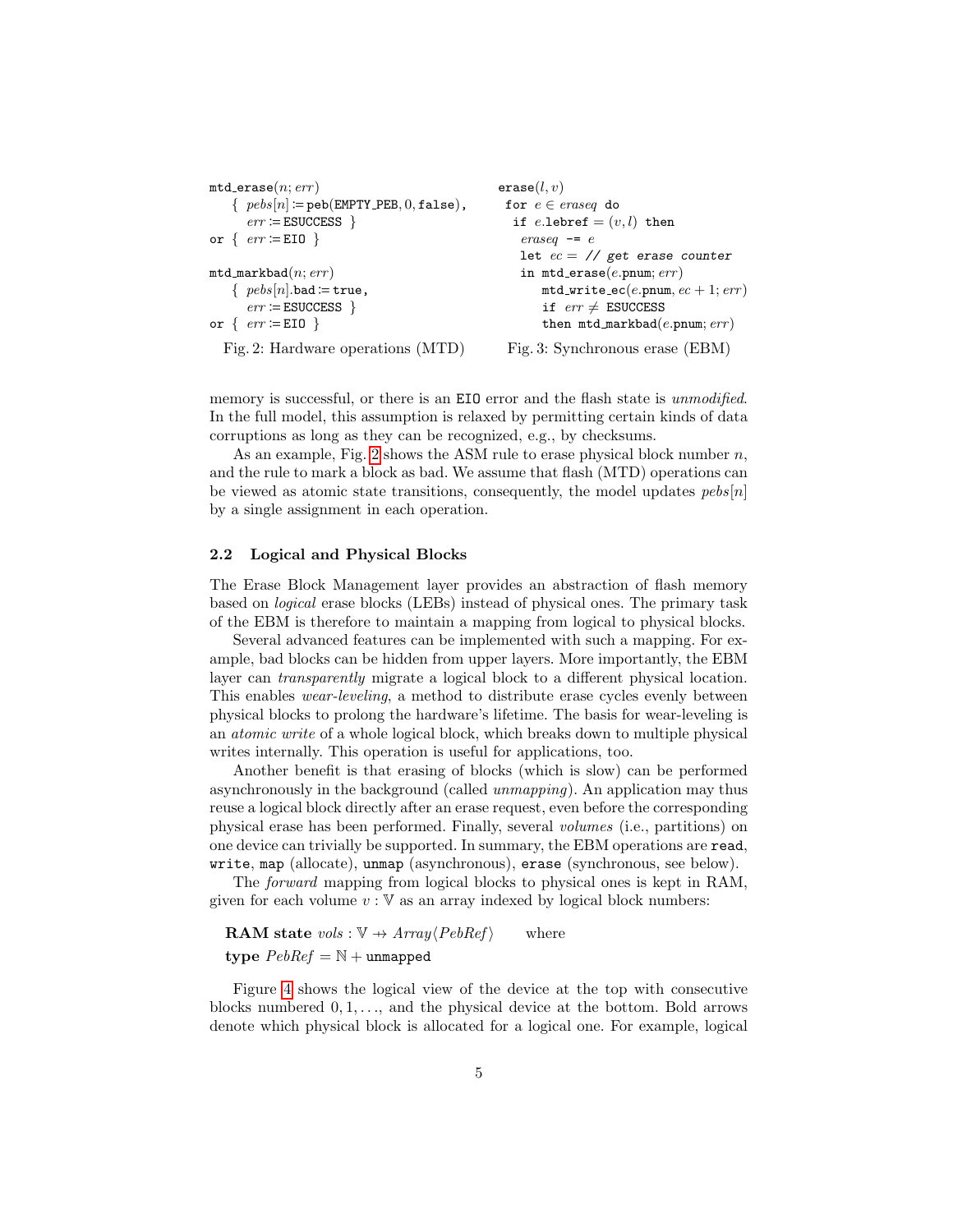```
mtd_erase(n; err)
   { pebs[n] := peb(EMPTY_PEB, 0, false),
     err := ESUCCESS }
or { err := EIO }

mtd_markbad(n; err)
   { pebs[n].bad := true,
     err := ESUCCESS }
or { err := EIO }
```

Fig. 2: Hardware operations (MTD)

```
erase(l, v)
 for e ∈ eraseq do
  if e.lebref = (v, l) then
   eraseq -= e
   let ec = // get erase counter
   in mtd_erase(e.pnum; err)
      mtd_write_ec(e.pnum, ec + 1; err)
      if err ≠ ESUCCESS
      then mtd_markbad(e.pnum; err)
```

Fig. 3: Synchronous erase (EBM)

memory is successful, or there is an EIO error and the flash state is *unmodified*. In the full model, this assumption is relaxed by permitting certain kinds of data corruptions as long as they can be recognized, e.g., by checksums.

As an example, Fig. 2 shows the ASM rule to erase physical block number $n$, and the rule to mark a block as bad. We assume that flash (MTD) operations can be viewed as atomic state transitions, consequently, the model updates $pebs[n]$ by a single assignment in each operation.

### 2.2 Logical and Physical Blocks

The Erase Block Management layer provides an abstraction of flash memory based on *logical* erase blocks (LEBs) instead of physical ones. The primary task of the EBM is therefore to maintain a mapping from logical to physical blocks.

Several advanced features can be implemented with such a mapping. For example, bad blocks can be hidden from upper layers. More importantly, the EBM layer can *transparently* migrate a logical block to a different physical location. This enables *wear-leveling*, a method to distribute erase cycles evenly between physical blocks to prolong the hardware's lifetime. The basis for wear-leveling is an *atomic write* of a whole logical block, which breaks down to multiple physical writes internally. This operation is useful for applications, too.

Another benefit is that erasing of blocks (which is slow) can be performed asynchronously in the background (called *unmapping*). An application may thus reuse a logical block directly after an erase request, even before the corresponding physical erase has been performed. Finally, several *volumes* (i.e., partitions) on one device can trivially be supported. In summary, the EBM operations are `read`, `write`, `map` (allocate), `unmap` (asynchronous), `erase` (synchronous, see below).

The *forward* mapping from logical blocks to physical ones is kept in RAM, given for each volume $v : \mathbb{V}$ as an array indexed by logical block numbers:

**RAM state** $vols : \mathbb{V} \nrightarrow Array\langle PebRef \rangle$ where

**type** $PebRef = \mathbb{N} + \texttt{unmapped}$

Figure 4 shows the logical view of the device at the top with consecutive blocks numbered $0, 1, \ldots$, and the physical device at the bottom. Bold arrows denote which physical block is allocated for a logical one. For example, logical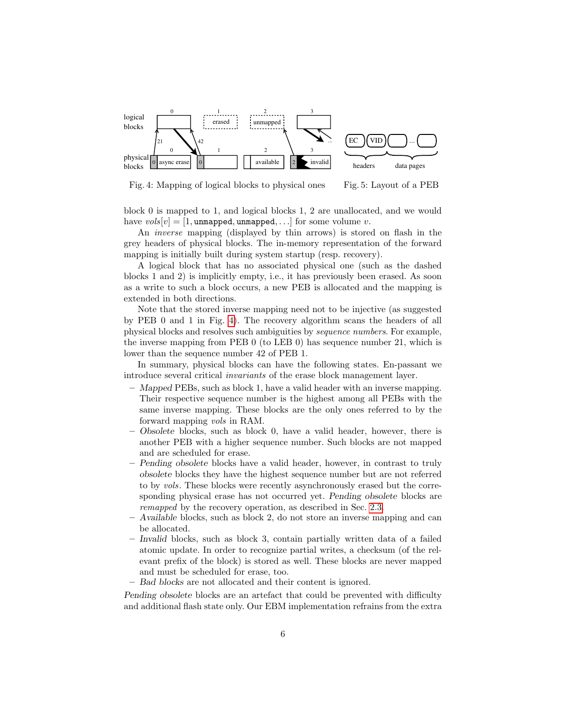Fig. 4: Mapping of logical blocks to physical ones

Fig. 5: Layout of a PEB

block 0 is mapped to 1, and logical blocks 1, 2 are unallocated, and we would have $vols[v] = [1, \texttt{unmapped}, \texttt{unmapped}, \ldots]$ for some volume $v$.

An *inverse* mapping (displayed by thin arrows) is stored on flash in the grey headers of physical blocks. The in-memory representation of the forward mapping is initially built during system startup (resp. recovery).

A logical block that has no associated physical one (such as the dashed blocks 1 and 2) is implicitly empty, i.e., it has previously been erased. As soon as a write to such a block occurs, a new PEB is allocated and the mapping is extended in both directions.

Note that the stored inverse mapping need not to be injective (as suggested by PEB 0 and 1 in Fig. 4). The recovery algorithm scans the headers of all physical blocks and resolves such ambiguities by *sequence numbers*. For example, the inverse mapping from PEB 0 (to LEB 0) has sequence number 21, which is lower than the sequence number 42 of PEB 1.

In summary, physical blocks can have the following states. En-passant we introduce several critical *invariants* of the erase block management layer.

- *Mapped* PEBs, such as block 1, have a valid header with an inverse mapping. Their respective sequence number is the highest among all PEBs with the same inverse mapping. These blocks are the only ones referred to by the forward mapping *vols* in RAM.
- *Obsolete* blocks, such as block 0, have a valid header, however, there is another PEB with a higher sequence number. Such blocks are not mapped and are scheduled for erase.
- *Pending obsolete* blocks have a valid header, however, in contrast to truly *obsolete* blocks they have the highest sequence number but are not referred to by *vols*. These blocks were recently asynchronously erased but the corresponding physical erase has not occurred yet. *Pending obsolete* blocks are *remapped* by the recovery operation, as described in Sec. 2.3.
- *Available* blocks, such as block 2, do not store an inverse mapping and can be allocated.
- *Invalid* blocks, such as block 3, contain partially written data of a failed atomic update. In order to recognize partial writes, a checksum (of the relevant prefix of the block) is stored as well. These blocks are never mapped and must be scheduled for erase, too.
- *Bad blocks* are not allocated and their content is ignored.

*Pending obsolete* blocks are an artefact that could be prevented with difficulty and additional flash state only. Our EBM implementation refrains from the extra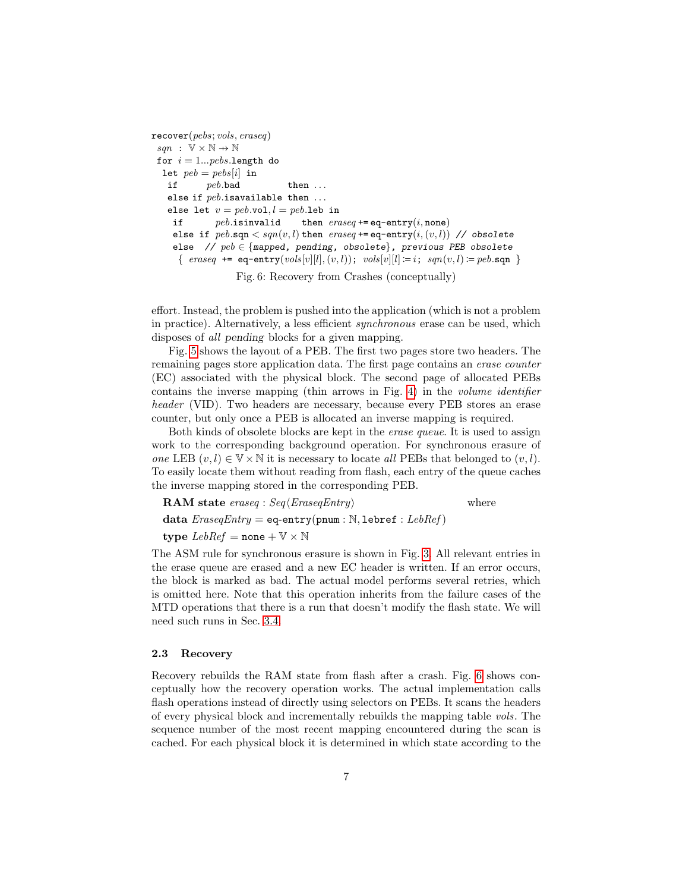```
recover(pebs; vols, eraseq)
 sqn : 𝕍 × ℕ ⇸ ℕ
 for i = 1...pebs.length do
  let peb = pebs[i] in
   if      peb.bad          then ...
   else if peb.isavailable then ...
   else let v = peb.vol, l = peb.leb in
    if      peb.isinvalid    then eraseq += eq-entry(i, none)
    else if peb.sqn < sqn(v, l) then eraseq += eq-entry(i, (v, l)) // obsolete
    else  // peb ∈ {mapped, pending, obsolete}, previous PEB obsolete
     { eraseq += eq-entry(vols[v][l], (v, l)); vols[v][l] := i; sqn(v, l) := peb.sqn }
```

Fig. 6: Recovery from Crashes (conceptually)

effort. Instead, the problem is pushed into the application (which is not a problem in practice). Alternatively, a less efficient *synchronous* erase can be used, which disposes of *all pending* blocks for a given mapping.

Fig. 5 shows the layout of a PEB. The first two pages store two headers. The remaining pages store application data. The first page contains an *erase counter* (EC) associated with the physical block. The second page of allocated PEBs contains the inverse mapping (thin arrows in Fig. 4) in the *volume identifier header* (VID). Two headers are necessary, because every PEB stores an erase counter, but only once a PEB is allocated an inverse mapping is required.

Both kinds of obsolete blocks are kept in the *erase queue*. It is used to assign work to the corresponding background operation. For synchronous erasure of *one* LEB $(v, l) \in \mathbb{V} \times \mathbb{N}$ it is necessary to locate *all* PEBs that belonged to $(v, l)$. To easily locate them without reading from flash, each entry of the queue caches the inverse mapping stored in the corresponding PEB.

**RAM state** $eraseq : Seq\langle EraseqEntry\rangle$ where

**data** $EraseqEntry = \texttt{eq-entry}(\texttt{pnum} : \mathbb{N}, \texttt{lebref} : LebRef)$

**type** $LebRef = \texttt{none} + \mathbb{V} \times \mathbb{N}$

The ASM rule for synchronous erasure is shown in Fig. 3. All relevant entries in the erase queue are erased and a new EC header is written. If an error occurs, the block is marked as bad. The actual model performs several retries, which is omitted here. Note that this operation inherits from the failure cases of the MTD operations that there is a run that doesn't modify the flash state. We will need such runs in Sec. 3.4.

### 2.3 Recovery

Recovery rebuilds the RAM state from flash after a crash. Fig. 6 shows conceptually how the recovery operation works. The actual implementation calls flash operations instead of directly using selectors on PEBs. It scans the headers of every physical block and incrementally rebuilds the mapping table *vols*. The sequence number of the most recent mapping encountered during the scan is cached. For each physical block it is determined in which state according to the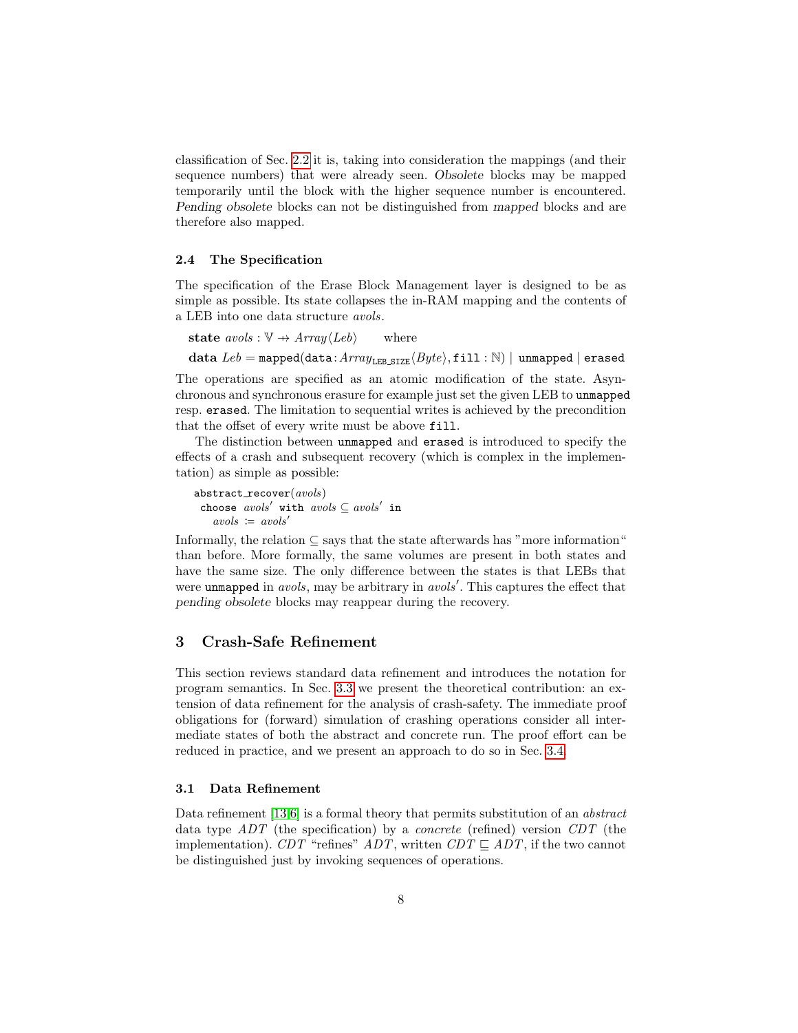classification of Sec. 2.2 it is, taking into consideration the mappings (and their sequence numbers) that were already seen. *Obsolete* blocks may be mapped temporarily until the block with the higher sequence number is encountered. *Pending obsolete* blocks can not be distinguished from *mapped* blocks and are therefore also mapped.

### 2.4 The Specification

The specification of the Erase Block Management layer is designed to be as simple as possible. Its state collapses the in-RAM mapping and the contents of a LEB into one data structure *avols*.

$$\textbf{state}\ avols : \mathbb{V} \nrightarrow Array\langle Leb \rangle \qquad \text{where}$$

$$\textbf{data}\ Leb = \texttt{mapped}(\texttt{data}: Array_{\texttt{LEB\_SIZE}}\langle Byte \rangle, \texttt{fill} : \mathbb{N}) \mid \texttt{unmapped} \mid \texttt{erased}$$

The operations are specified as an atomic modification of the state. Asynchronous and synchronous erasure for example just set the given LEB to `unmapped` resp. `erased`. The limitation to sequential writes is achieved by the precondition that the offset of every write must be above `fill`.

The distinction between `unmapped` and `erased` is introduced to specify the effects of a crash and subsequent recovery (which is complex in the implementation) as simple as possible:

```
abstract_recover(avols)
  choose avols' with avols ⊆ avols' in
    avols := avols'
```

Informally, the relation $\subseteq$ says that the state afterwards has "more information" than before. More formally, the same volumes are present in both states and have the same size. The only difference between the states is that LEBs that were `unmapped` in *avols*, may be arbitrary in $avols'$. This captures the effect that *pending obsolete* blocks may reappear during the recovery.

## 3 Crash-Safe Refinement

This section reviews standard data refinement and introduces the notation for program semantics. In Sec. 3.3 we present the theoretical contribution: an extension of data refinement for the analysis of crash-safety. The immediate proof obligations for (forward) simulation of crashing operations consider all intermediate states of both the abstract and concrete run. The proof effort can be reduced in practice, and we present an approach to do so in Sec. 3.4.

### 3.1 Data Refinement

Data refinement [13,6] is a formal theory that permits substitution of an *abstract* data type *ADT* (the specification) by a *concrete* (refined) version *CDT* (the implementation). *CDT* "refines" *ADT*, written $CDT \sqsubseteq ADT$, if the two cannot be distinguished just by invoking sequences of operations.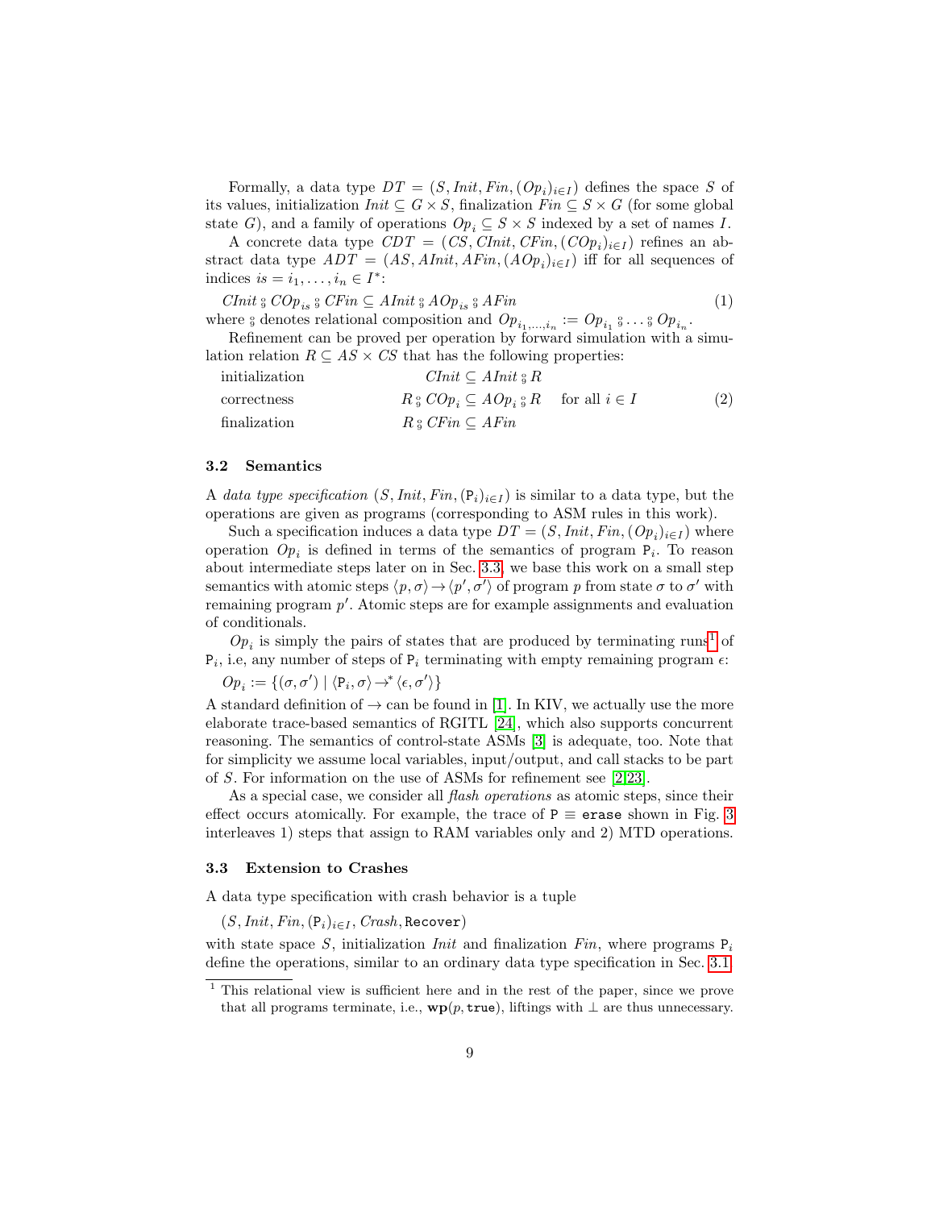Formally, a data type $DT = (S, Init, Fin, (Op_i)_{i \in I})$ defines the space $S$ of its values, initialization $Init \subseteq G \times S$, finalization $Fin \subseteq S \times G$ (for some global state $G$), and a family of operations $Op_i \subseteq S \times S$ indexed by a set of names $I$.

A concrete data type $CDT = (CS, CInit, CFin, (COp_i)_{i \in I})$ refines an abstract data type $ADT = (AS, AInit, AFin, (AOp_i)_{i \in I})$ iff for all sequences of indices $is = i_1, \ldots, i_n \in I^*$:

$$CInit \mathbin{⨾} COp_{is} \mathbin{⨾} CFin \subseteq AInit \mathbin{⨾} AOp_{is} \mathbin{⨾} AFin \tag{1}$$

where $⨾$ denotes relational composition and $Op_{i_1,\ldots,i_n} := Op_{i_1} \mathbin{⨾} \ldots \mathbin{⨾} Op_{i_n}$.

Refinement can be proved per operation by forward simulation with a simulation relation $R \subseteq AS \times CS$ that has the following properties:

$$\begin{array}{lll} \text{initialization} & CInit \subseteq AInit \mathbin{⨾} R & \\ \text{correctness} & R \mathbin{⨾} COp_i \subseteq AOp_i \mathbin{⨾} R & \text{for all } i \in I \\ \text{finalization} & R \mathbin{⨾} CFin \subseteq AFin & \end{array} \tag{2}$$

### 3.2 Semantics

A *data type specification* $(S, Init, Fin, (\mathtt{P}_i)_{i \in I})$ is similar to a data type, but the operations are given as programs (corresponding to ASM rules in this work).

Such a specification induces a data type $DT = (S, Init, Fin, (Op_i)_{i \in I})$ where operation $Op_i$ is defined in terms of the semantics of program $\mathtt{P}_i$. To reason about intermediate steps later on in Sec. 3.3, we base this work on a small step semantics with atomic steps $\langle p, \sigma \rangle \to \langle p', \sigma' \rangle$ of program $p$ from state $\sigma$ to $\sigma'$ with remaining program $p'$. Atomic steps are for example assignments and evaluation of conditionals.

$Op_i$ is simply the pairs of states that are produced by terminating runs[1] of $\mathtt{P}_i$, i.e, any number of steps of $\mathtt{P}_i$ terminating with empty remaining program $\epsilon$:

$$Op_i := \{(\sigma, \sigma') \mid \langle \mathtt{P}_i, \sigma \rangle \to^* \langle \epsilon, \sigma' \rangle\}$$

A standard definition of $\to$ can be found in [1]. In KIV, we actually use the more elaborate trace-based semantics of RGITL [24], which also supports concurrent reasoning. The semantics of control-state ASMs [3] is adequate, too. Note that for simplicity we assume local variables, input/output, and call stacks to be part of $S$. For information on the use of ASMs for refinement see [2,23].

As a special case, we consider all *flash operations* as atomic steps, since their effect occurs atomically. For example, the trace of $\mathtt{P} \equiv \mathtt{erase}$ shown in Fig. 3 interleaves 1) steps that assign to RAM variables only and 2) MTD operations.

### 3.3 Extension to Crashes

A data type specification with crash behavior is a tuple

$$(S, Init, Fin, (\mathtt{P}_i)_{i \in I}, Crash, \mathtt{Recover})$$

with state space $S$, initialization $Init$ and finalization $Fin$, where programs $\mathtt{P}_i$ define the operations, similar to an ordinary data type specification in Sec. 3.1.

---

[1] This relational view is sufficient here and in the rest of the paper, since we prove that all programs terminate, i.e., $\mathbf{wp}(p, \mathtt{true})$, liftings with $\perp$ are thus unnecessary.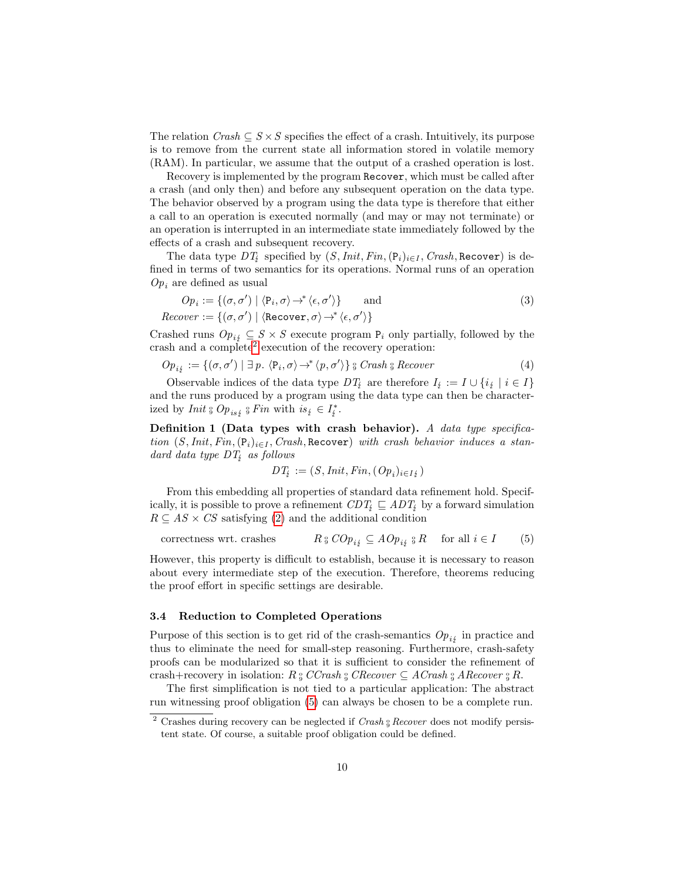The relation $Crash \subseteq S \times S$ specifies the effect of a crash. Intuitively, its purpose is to remove from the current state all information stored in volatile memory (RAM). In particular, we assume that the output of a crashed operation is lost.

Recovery is implemented by the program `Recover`, which must be called after a crash (and only then) and before any subsequent operation on the data type. The behavior observed by a program using the data type is therefore that either a call to an operation is executed normally (and may or may not terminate) or an operation is interrupted in an intermediate state immediately followed by the effects of a crash and subsequent recovery.

The data type $DT_{\lightning}$ specified by $(S, Init, Fin, (\mathtt{P}_i)_{i \in I}, Crash, \mathtt{Recover})$ is defined in terms of two semantics for its operations. Normal runs of an operation $Op_i$ are defined as usual

$$Op_i := \{(\sigma, \sigma') \mid \langle \mathtt{P}_i, \sigma \rangle \rightarrow^* \langle \epsilon, \sigma' \rangle\} \qquad \text{and} \tag{3}$$
$$Recover := \{(\sigma, \sigma') \mid \langle \mathtt{Recover}, \sigma \rangle \rightarrow^* \langle \epsilon, \sigma' \rangle\}$$

Crashed runs $Op_{i_{\lightning}} \subseteq S \times S$ execute program $\mathtt{P}_i$ only partially, followed by the crash and a complete[2] execution of the recovery operation:

$$Op_{i_{\lightning}} := \{(\sigma, \sigma') \mid \exists\, p.\ \langle \mathtt{P}_i, \sigma \rangle \rightarrow^* \langle p, \sigma' \rangle\} \fatsemi Crash \fatsemi Recover \tag{4}$$

Observable indices of the data type $DT_{\lightning}$ are therefore $I_{\lightning} := I \cup \{i_{\lightning} \mid i \in I\}$ and the runs produced by a program using the data type can then be characterized by $Init \fatsemi Op_{is_{\lightning}} \fatsemi Fin$ with $is_{\lightning} \in I_{\lightning}^*$.

**Definition 1 (Data types with crash behavior).** *A data type specification $(S, Init, Fin, (\mathtt{P}_i)_{i \in I}, Crash, \mathtt{Recover})$ with crash behavior induces a standard data type $DT_{\lightning}$ as follows*

$$DT_{\lightning} := (S, Init, Fin, (Op_i)_{i \in I_{\lightning}})$$

From this embedding all properties of standard data refinement hold. Specifically, it is possible to prove a refinement $CDT_{\lightning} \sqsubseteq ADT_{\lightning}$ by a forward simulation $R \subseteq AS \times CS$ satisfying (2) and the additional condition

$$\text{correctness wrt. crashes} \qquad R \fatsemi COp_{i_{\lightning}} \subseteq AOp_{i_{\lightning}} \fatsemi R \quad \text{for all } i \in I \tag{5}$$

However, this property is difficult to establish, because it is necessary to reason about every intermediate step of the execution. Therefore, theorems reducing the proof effort in specific settings are desirable.

### 3.4 Reduction to Completed Operations

Purpose of this section is to get rid of the crash-semantics $Op_{i_{\lightning}}$ in practice and thus to eliminate the need for small-step reasoning. Furthermore, crash-safety proofs can be modularized so that it is sufficient to consider the refinement of crash+recovery in isolation: $R \fatsemi CCrash \fatsemi CRecover \subseteq ACrash \fatsemi ARecover \fatsemi R$.

The first simplification is not tied to a particular application: The abstract run witnessing proof obligation (5) can always be chosen to be a complete run.

---

[2] Crashes during recovery can be neglected if $Crash \fatsemi Recover$ does not modify persistent state. Of course, a suitable proof obligation could be defined.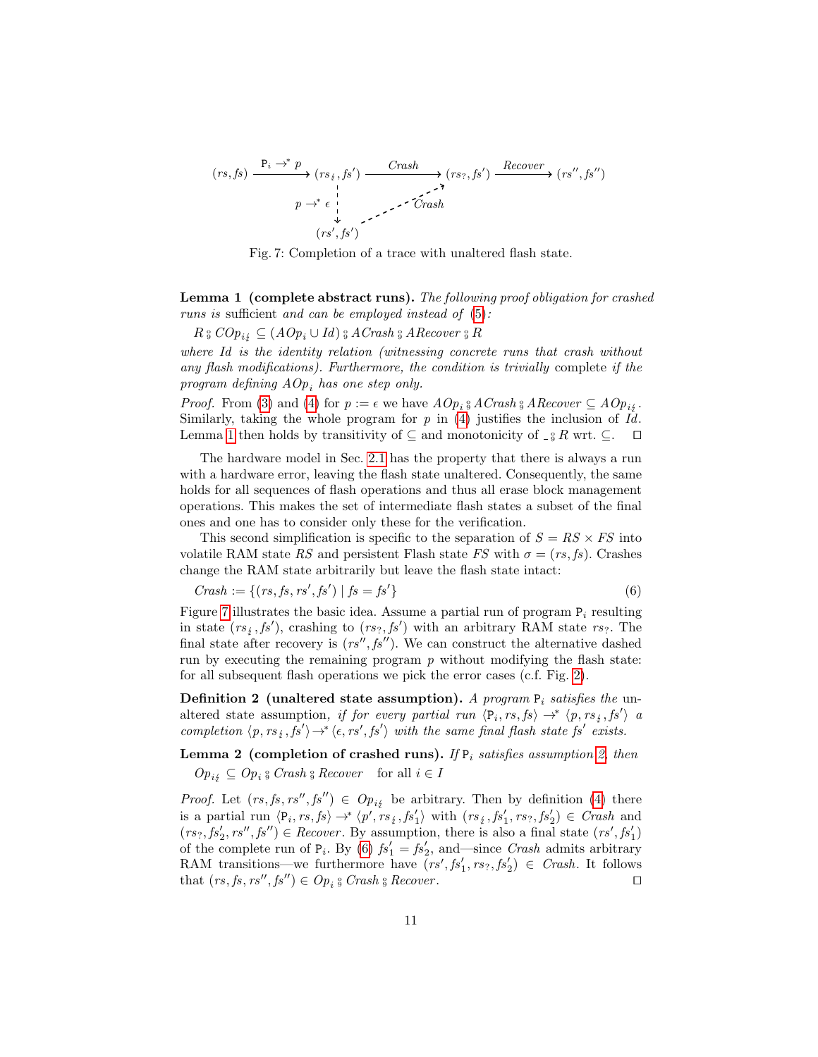$$
\begin{array}{ccccccc}
(rs, fs) & \xrightarrow{\mathtt{P}_i \rightarrow^* p} & (rs_{\lightning}, fs') & \xrightarrow{Crash} & (rs_?, fs') & \xrightarrow{Recover} & (rs'', fs'') \\
& & \big\downarrow{\scriptstyle p \rightarrow^* \epsilon} & \nearrow{\scriptstyle Crash} & & & \\
& & (rs', fs') & & & &
\end{array}
$$

Fig. 7: Completion of a trace with unaltered flash state.

**Lemma 1 (complete abstract runs).** *The following proof obligation for crashed runs is* sufficient *and can be employed instead of* (5)*:*

$R \mathbin{;} COp_{i\lightning} \subseteq (AOp_i \cup Id) \mathbin{;} ACrash \mathbin{;} ARecover \mathbin{;} R$

*where Id is the identity relation (witnessing concrete runs that crash without any flash modifications). Furthermore, the condition is trivially* complete *if the program defining $AOp_i$ has one step only.*

*Proof.* From (3) and (4) for $p := \epsilon$ we have $AOp_i \mathbin{;} ACrash \mathbin{;} ARecover \subseteq AOp_{i\lightning}$. Similarly, taking the whole program for $p$ in (4) justifies the inclusion of $Id$. Lemma 1 then holds by transitivity of $\subseteq$ and monotonicity of $\_ \mathbin{;} R$ wrt. $\subseteq$. $\square$

The hardware model in Sec. 2.1 has the property that there is always a run with a hardware error, leaving the flash state unaltered. Consequently, the same holds for all sequences of flash operations and thus all erase block management operations. This makes the set of intermediate flash states a subset of the final ones and one has to consider only these for the verification.

This second simplification is specific to the separation of $S = RS \times FS$ into volatile RAM state $RS$ and persistent Flash state $FS$ with $\sigma = (rs, fs)$. Crashes change the RAM state arbitrarily but leave the flash state intact:

$$Crash := \{(rs, fs, rs', fs') \mid fs = fs'\} \tag{6}$$

Figure 7 illustrates the basic idea. Assume a partial run of program $\mathtt{P}_i$ resulting in state $(rs_{\lightning}, fs')$, crashing to $(rs_?, fs')$ with an arbitrary RAM state $rs_?$. The final state after recovery is $(rs'', fs'')$. We can construct the alternative dashed run by executing the remaining program $p$ without modifying the flash state: for all subsequent flash operations we pick the error cases (c.f. Fig. 2).

**Definition 2 (unaltered state assumption).** *A program $\mathtt{P}_i$ satisfies the* unaltered state assumption, *if for every partial run $\langle \mathtt{P}_i, rs, fs\rangle \rightarrow^* \langle p, rs_{\lightning}, fs'\rangle$ a completion $\langle p, rs_{\lightning}, fs'\rangle \rightarrow^* \langle \epsilon, rs', fs'\rangle$ with the same final flash state $fs'$ exists.*

**Lemma 2 (completion of crashed runs).** *If $\mathtt{P}_i$ satisfies assumption 2, then*

$Op_{i\lightning} \subseteq Op_i \mathbin{;} Crash \mathbin{;} Recover \quad$ for all $i \in I$

*Proof.* Let $(rs, fs, rs'', fs'') \in Op_{i\lightning}$ be arbitrary. Then by definition (4) there is a partial run $\langle \mathtt{P}_i, rs, fs\rangle \rightarrow^* \langle p', rs_{\lightning}, fs'_1\rangle$ with $(rs_{\lightning}, fs'_1, rs_?, fs'_2) \in Crash$ and $(rs_?, fs'_2, rs'', fs'') \in Recover$. By assumption, there is also a final state $(rs', fs'_1)$ of the complete run of $\mathtt{P}_i$. By (6) $fs'_1 = fs'_2$, and—since $Crash$ admits arbitrary RAM transitions—we furthermore have $(rs', fs'_1, rs_?, fs'_2) \in Crash$. It follows that $(rs, fs, rs'', fs'') \in Op_i \mathbin{;} Crash \mathbin{;} Recover$. $\square$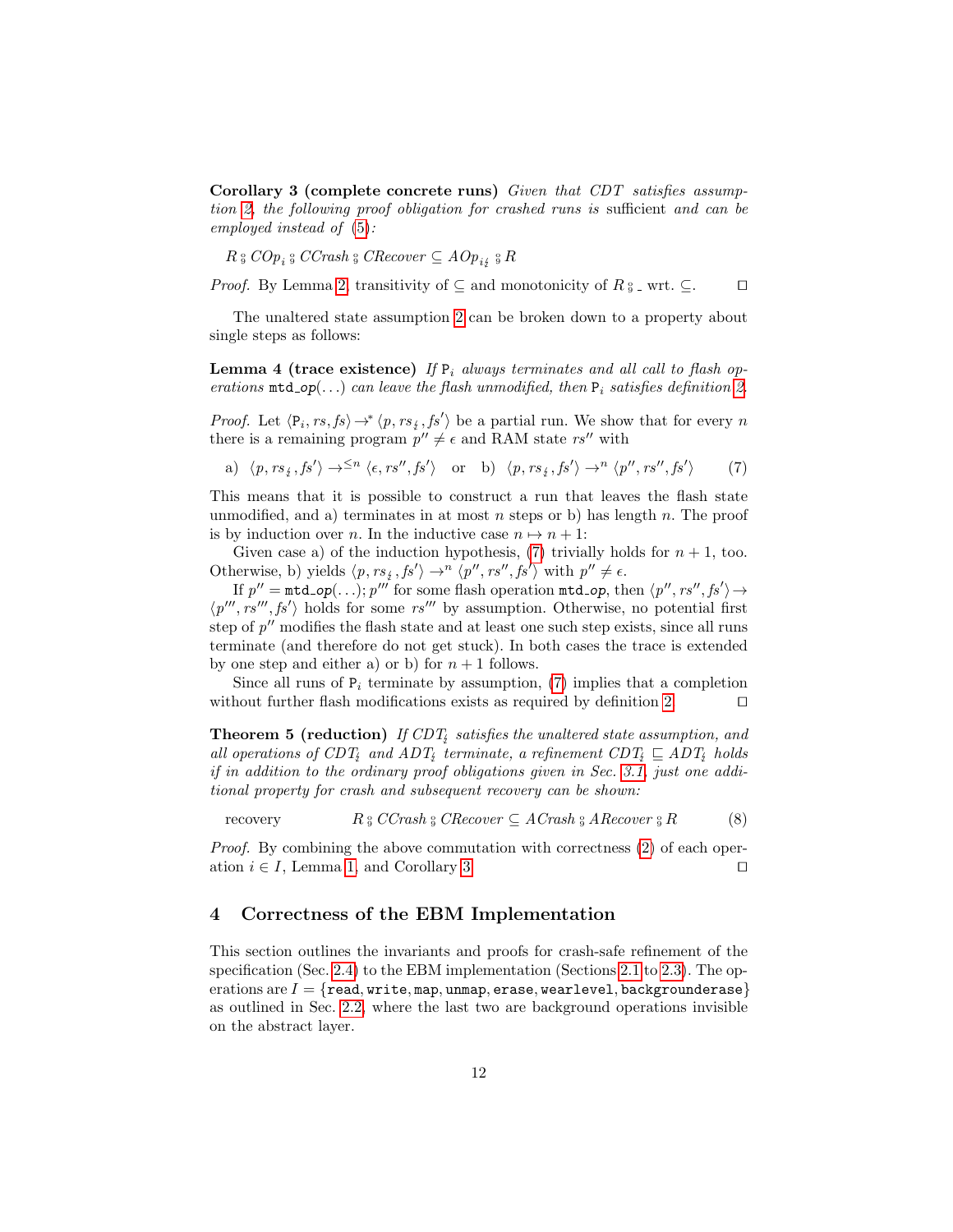**Corollary 3 (complete concrete runs)** *Given that CDT satisfies assumption 2, the following proof obligation for crashed runs is* sufficient *and can be employed instead of (5):*

$$R \mathbin{;} COp_i \mathbin{;} CCrash \mathbin{;} CRecover \subseteq AOp_{i_{\not{\iota}}} \mathbin{;} R$$

*Proof.* By Lemma 2, transitivity of $\subseteq$ and monotonicity of $R \mathbin{;} \_$ wrt. $\subseteq$. □

The unaltered state assumption 2 can be broken down to a property about single steps as follows:

**Lemma 4 (trace existence)** *If* $\mathtt{P}_i$ *always terminates and all call to flash operations* $\mathtt{mtd\_op}(\ldots)$ *can leave the flash unmodified, then* $\mathtt{P}_i$ *satisfies definition 2.*

*Proof.* Let $\langle \mathtt{P}_i, rs, fs\rangle \to^* \langle p, rs_{\not{\iota}}, fs'\rangle$ be a partial run. We show that for every $n$ there is a remaining program $p'' \neq \epsilon$ and RAM state $rs''$ with

$$\text{a)}\ \ \langle p, rs_{\not{\iota}}, fs'\rangle \to^{\leq n} \langle \epsilon, rs'', fs'\rangle \quad \text{or} \quad \text{b)}\ \ \langle p, rs_{\not{\iota}}, fs'\rangle \to^{n} \langle p'', rs'', fs'\rangle \tag{7}$$

This means that it is possible to construct a run that leaves the flash state unmodified, and a) terminates in at most $n$ steps or b) has length $n$. The proof is by induction over $n$. In the inductive case $n \mapsto n+1$:

Given case a) of the induction hypothesis, (7) trivially holds for $n+1$, too. Otherwise, b) yields $\langle p, rs_{\not{\iota}}, fs'\rangle \to^{n} \langle p'', rs'', fs'\rangle$ with $p'' \neq \epsilon$.

If $p'' = \mathtt{mtd\_op}(\ldots); p'''$ for some flash operation $\mathtt{mtd\_op}$, then $\langle p'', rs'', fs'\rangle \to \langle p''', rs''', fs'\rangle$ holds for some $rs'''$ by assumption. Otherwise, no potential first step of $p''$ modifies the flash state and at least one such step exists, since all runs terminate (and therefore do not get stuck). In both cases the trace is extended by one step and either a) or b) for $n+1$ follows.

Since all runs of $\mathtt{P}_i$ terminate by assumption, (7) implies that a completion without further flash modifications exists as required by definition 2. □

**Theorem 5 (reduction)** *If* $CDT_{\not{\iota}}$ *satisfies the unaltered state assumption, and all operations of* $CDT_{\not{\iota}}$ *and* $ADT_{\not{\iota}}$ *terminate, a refinement* $CDT_{\not{\iota}} \sqsubseteq ADT_{\not{\iota}}$ *holds if in addition to the ordinary proof obligations given in Sec. 3.1, just one additional property for crash and subsequent recovery can be shown:*

$$\text{recovery} \qquad R \mathbin{;} CCrash \mathbin{;} CRecover \subseteq ACrash \mathbin{;} ARecover \mathbin{;} R \tag{8}$$

*Proof.* By combining the above commutation with correctness (2) of each operation $i \in I$, Lemma 1, and Corollary 3. □

## 4 Correctness of the EBM Implementation

This section outlines the invariants and proofs for crash-safe refinement of the specification (Sec. 2.4) to the EBM implementation (Sections 2.1 to 2.3). The operations are $I = \{$`read`, `write`, `map`, `unmap`, `erase`, `wearlevel`, `backgrounderase`$\}$ as outlined in Sec. 2.2, where the last two are background operations invisible on the abstract layer.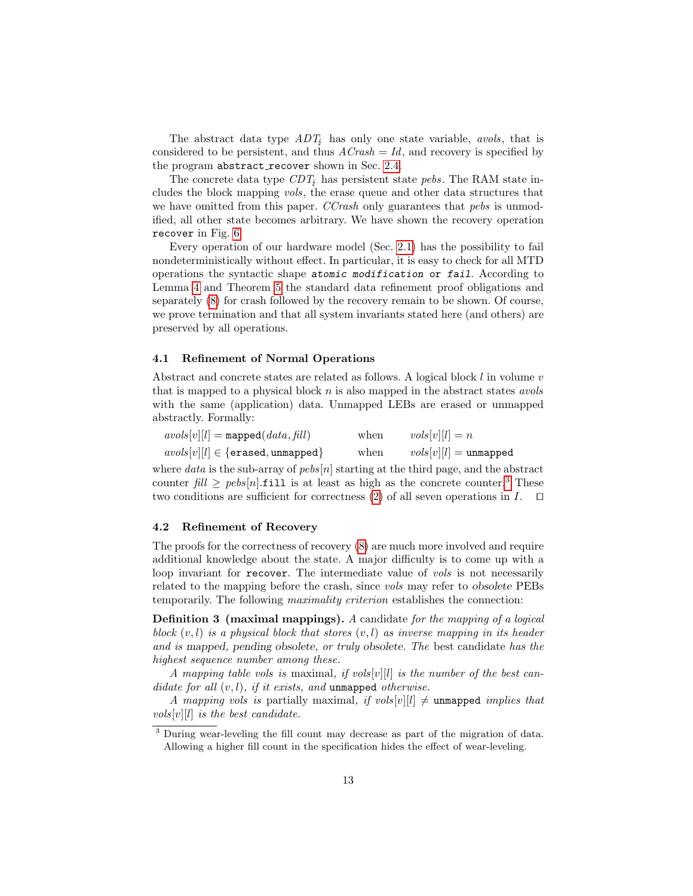The abstract data type $ADT_{\not{\downarrow}}$ has only one state variable, *avols*, that is considered to be persistent, and thus $ACrash = Id$, and recovery is specified by the program `abstract_recover` shown in Sec. 2.4.

The concrete data type $CDT_{\not{\downarrow}}$ has persistent state *pebs*. The RAM state includes the block mapping *vols*, the erase queue and other data structures that we have omitted from this paper. *CCrash* only guarantees that *pebs* is unmodified, all other state becomes arbitrary. We have shown the recovery operation `recover` in Fig. 6.

Every operation of our hardware model (Sec. 2.1) has the possibility to fail nondeterministically without effect. In particular, it is easy to check for all MTD operations the syntactic shape *atomic modification* or *fail*. According to Lemma 4 and Theorem 5 the standard data refinement proof obligations and separately (8) for crash followed by the recovery remain to be shown. Of course, we prove termination and that all system invariants stated here (and others) are preserved by all operations.

### 4.1 Refinement of Normal Operations

Abstract and concrete states are related as follows. A logical block $l$ in volume $v$ that is mapped to a physical block $n$ is also mapped in the abstract states *avols* with the same (application) data. Unmapped LEBs are erased or unmapped abstractly. Formally:

$$avols[v][l] = \texttt{mapped}(data, fill) \qquad \text{when} \qquad vols[v][l] = n$$

$$avols[v][l] \in \{\texttt{erased}, \texttt{unmapped}\} \qquad \text{when} \qquad vols[v][l] = \texttt{unmapped}$$

where *data* is the sub-array of $pebs[n]$ starting at the third page, and the abstract counter $fill \geq pebs[n].\texttt{fill}$ is at least as high as the concrete counter.[3] These two conditions are sufficient for correctness (2) of all seven operations in $I$. □

### 4.2 Refinement of Recovery

The proofs for the correctness of recovery (8) are much more involved and require additional knowledge about the state. A major difficulty is to come up with a loop invariant for `recover`. The intermediate value of *vols* is not necessarily related to the mapping before the crash, since *vols* may refer to *obsolete* PEBs temporarily. The following *maximality criterion* establishes the connection:

**Definition 3 (maximal mappings).** *A* candidate *for the mapping of a logical block* $(v, l)$ *is a physical block that stores* $(v, l)$ *as inverse mapping in its header and is* mapped, pending obsolete, *or* truly obsolete. *The* best candidate *has the highest sequence number among these.*

*A mapping table vols is* maximal, *if* $vols[v][l]$ *is the number of the best candidate for all* $(v, l)$*, if it exists, and* `unmapped` *otherwise.*

*A mapping vols is* partially maximal, *if* $vols[v][l] \neq$ `unmapped` *implies that* $vols[v][l]$ *is the best candidate.*

---

[3] During wear-leveling the fill count may decrease as part of the migration of data. Allowing a higher fill count in the specification hides the effect of wear-leveling.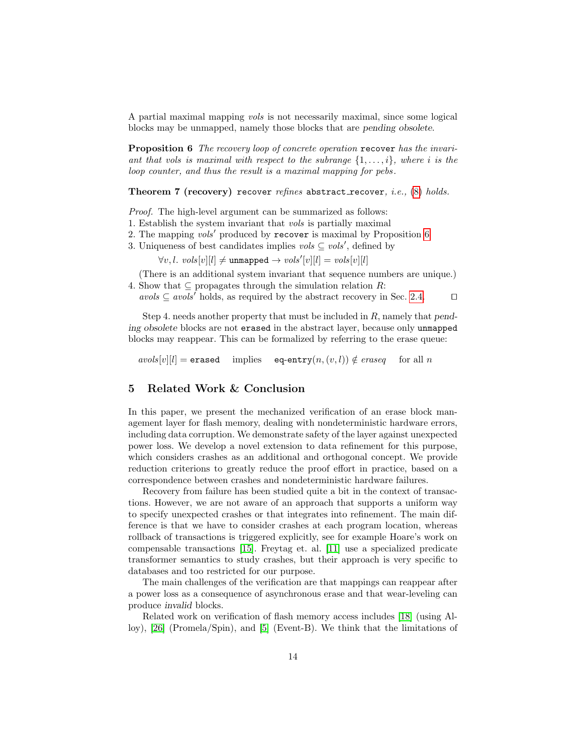A partial maximal mapping *vols* is not necessarily maximal, since some logical blocks may be unmapped, namely those blocks that are *pending obsolete*.

**Proposition 6** *The recovery loop of concrete operation* `recover` *has the invariant that vols is maximal with respect to the subrange* $\{1, \ldots, i\}$*, where i is the loop counter, and thus the result is a maximal mapping for pebs.*

**Theorem 7 (recovery)** `recover` *refines* `abstract_recover`*, i.e.,* (8) *holds.*

*Proof.* The high-level argument can be summarized as follows:
1. Establish the system invariant that *vols* is partially maximal
2. The mapping $vols'$ produced by `recover` is maximal by Proposition 6
3. Uniqueness of best candidates implies $vols \subseteq vols'$, defined by

   $\forall v, l.\ vols[v][l] \neq \texttt{unmapped} \rightarrow vols'[v][l] = vols[v][l]$

   (There is an additional system invariant that sequence numbers are unique.)
4. Show that $\subseteq$ propagates through the simulation relation $R$:
   $avols \subseteq avols'$ holds, as required by the abstract recovery in Sec. 2.4. □

Step 4. needs another property that must be included in $R$, namely that *pending obsolete* blocks are not `erased` in the abstract layer, because only `unmapped` blocks may reappear. This can be formalized by referring to the erase queue:

$$avols[v][l] = \texttt{erased} \quad \text{implies} \quad \texttt{eq-entry}(n, (v, l)) \notin eraseq \quad \text{for all } n$$

## 5 Related Work & Conclusion

In this paper, we present the mechanized verification of an erase block management layer for flash memory, dealing with nondeterministic hardware errors, including data corruption. We demonstrate safety of the layer against unexpected power loss. We develop a novel extension to data refinement for this purpose, which considers crashes as an additional and orthogonal concept. We provide reduction criterions to greatly reduce the proof effort in practice, based on a correspondence between crashes and nondeterministic hardware failures.

Recovery from failure has been studied quite a bit in the context of transactions. However, we are not aware of an approach that supports a uniform way to specify unexpected crashes or that integrates into refinement. The main difference is that we have to consider crashes at each program location, whereas rollback of transactions is triggered explicitly, see for example Hoare's work on compensable transactions [15]. Freytag et. al. [11] use a specialized predicate transformer semantics to study crashes, but their approach is very specific to databases and too restricted for our purpose.

The main challenges of the verification are that mappings can reappear after a power loss as a consequence of asynchronous erase and that wear-leveling can produce *invalid* blocks.

Related work on verification of flash memory access includes [18] (using Alloy), [26] (Promela/Spin), and [5] (Event-B). We think that the limitations of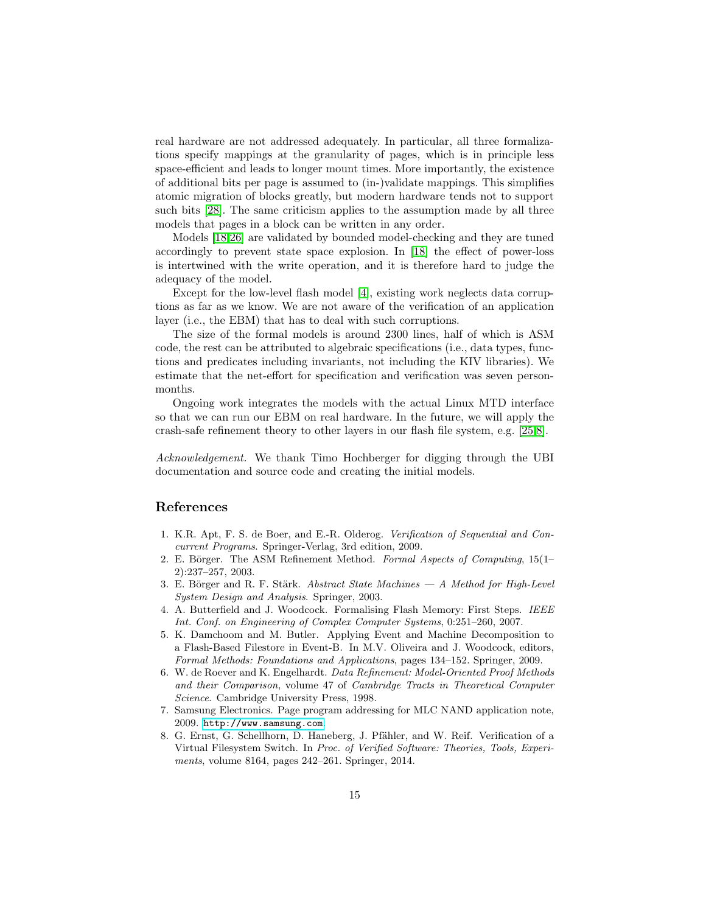real hardware are not addressed adequately. In particular, all three formalizations specify mappings at the granularity of pages, which is in principle less space-efficient and leads to longer mount times. More importantly, the existence of additional bits per page is assumed to (in-)validate mappings. This simplifies atomic migration of blocks greatly, but modern hardware tends not to support such bits [28]. The same criticism applies to the assumption made by all three models that pages in a block can be written in any order.

Models [18,26] are validated by bounded model-checking and they are tuned accordingly to prevent state space explosion. In [18] the effect of power-loss is intertwined with the write operation, and it is therefore hard to judge the adequacy of the model.

Except for the low-level flash model [4], existing work neglects data corruptions as far as we know. We are not aware of the verification of an application layer (i.e., the EBM) that has to deal with such corruptions.

The size of the formal models is around 2300 lines, half of which is ASM code, the rest can be attributed to algebraic specifications (i.e., data types, functions and predicates including invariants, not including the KIV libraries). We estimate that the net-effort for specification and verification was seven person-months.

Ongoing work integrates the models with the actual Linux MTD interface so that we can run our EBM on real hardware. In the future, we will apply the crash-safe refinement theory to other layers in our flash file system, e.g. [25,8].

*Acknowledgement.* We thank Timo Hochberger for digging through the UBI documentation and source code and creating the initial models.

## References

1. K.R. Apt, F. S. de Boer, and E.-R. Olderog. *Verification of Sequential and Concurrent Programs*. Springer-Verlag, 3rd edition, 2009.
2. E. Börger. The ASM Refinement Method. *Formal Aspects of Computing*, 15(1–2):237–257, 2003.
3. E. Börger and R. F. Stärk. *Abstract State Machines — A Method for High-Level System Design and Analysis*. Springer, 2003.
4. A. Butterfield and J. Woodcock. Formalising Flash Memory: First Steps. *IEEE Int. Conf. on Engineering of Complex Computer Systems*, 0:251–260, 2007.
5. K. Damchoom and M. Butler. Applying Event and Machine Decomposition to a Flash-Based Filestore in Event-B. In M.V. Oliveira and J. Woodcock, editors, *Formal Methods: Foundations and Applications*, pages 134–152. Springer, 2009.
6. W. de Roever and K. Engelhardt. *Data Refinement: Model-Oriented Proof Methods and their Comparison*, volume 47 of *Cambridge Tracts in Theoretical Computer Science*. Cambridge University Press, 1998.
7. Samsung Electronics. Page program addressing for MLC NAND application note, 2009. http://www.samsung.com.
8. G. Ernst, G. Schellhorn, D. Haneberg, J. Pfähler, and W. Reif. Verification of a Virtual Filesystem Switch. In *Proc. of Verified Software: Theories, Tools, Experiments*, volume 8164, pages 242–261. Springer, 2014.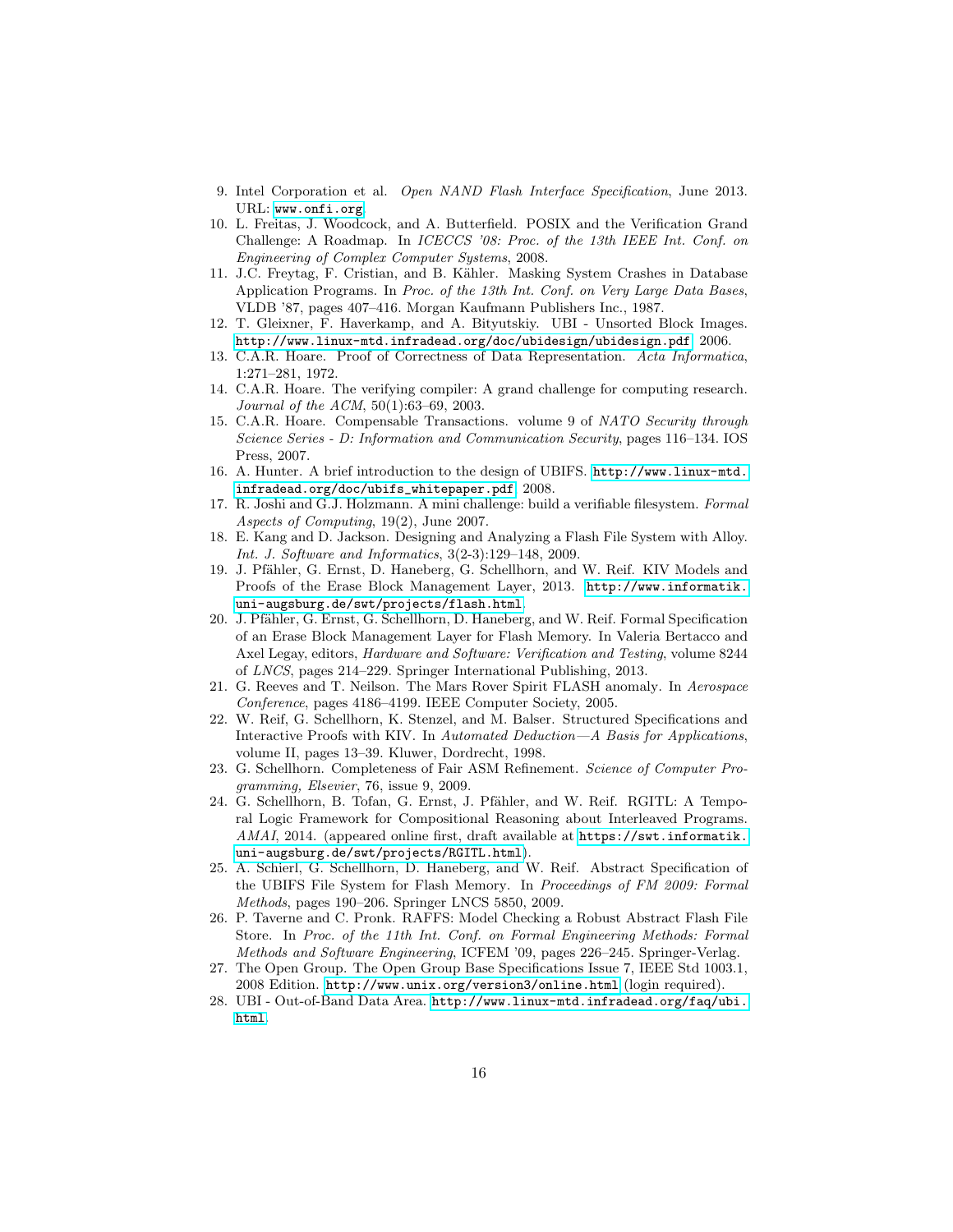9. Intel Corporation et al. *Open NAND Flash Interface Specification*, June 2013. URL: www.onfi.org.
10. L. Freitas, J. Woodcock, and A. Butterfield. POSIX and the Verification Grand Challenge: A Roadmap. In *ICECCS '08: Proc. of the 13th IEEE Int. Conf. on Engineering of Complex Computer Systems*, 2008.
11. J.C. Freytag, F. Cristian, and B. Kähler. Masking System Crashes in Database Application Programs. In *Proc. of the 13th Int. Conf. on Very Large Data Bases*, VLDB '87, pages 407–416. Morgan Kaufmann Publishers Inc., 1987.
12. T. Gleixner, F. Haverkamp, and A. Bityutskiy. UBI - Unsorted Block Images. http://www.linux-mtd.infradead.org/doc/ubidesign/ubidesign.pdf, 2006.
13. C.A.R. Hoare. Proof of Correctness of Data Representation. *Acta Informatica*, 1:271–281, 1972.
14. C.A.R. Hoare. The verifying compiler: A grand challenge for computing research. *Journal of the ACM*, 50(1):63–69, 2003.
15. C.A.R. Hoare. Compensable Transactions. volume 9 of *NATO Security through Science Series - D: Information and Communication Security*, pages 116–134. IOS Press, 2007.
16. A. Hunter. A brief introduction to the design of UBIFS. http://www.linux-mtd.infradead.org/doc/ubifs_whitepaper.pdf, 2008.
17. R. Joshi and G.J. Holzmann. A mini challenge: build a verifiable filesystem. *Formal Aspects of Computing*, 19(2), June 2007.
18. E. Kang and D. Jackson. Designing and Analyzing a Flash File System with Alloy. *Int. J. Software and Informatics*, 3(2-3):129–148, 2009.
19. J. Pfähler, G. Ernst, D. Haneberg, G. Schellhorn, and W. Reif. KIV Models and Proofs of the Erase Block Management Layer, 2013. http://www.informatik.uni-augsburg.de/swt/projects/flash.html.
20. J. Pfähler, G. Ernst, G. Schellhorn, D. Haneberg, and W. Reif. Formal Specification of an Erase Block Management Layer for Flash Memory. In Valeria Bertacco and Axel Legay, editors, *Hardware and Software: Verification and Testing*, volume 8244 of *LNCS*, pages 214–229. Springer International Publishing, 2013.
21. G. Reeves and T. Neilson. The Mars Rover Spirit FLASH anomaly. In *Aerospace Conference*, pages 4186–4199. IEEE Computer Society, 2005.
22. W. Reif, G. Schellhorn, K. Stenzel, and M. Balser. Structured Specifications and Interactive Proofs with KIV. In *Automated Deduction—A Basis for Applications*, volume II, pages 13–39. Kluwer, Dordrecht, 1998.
23. G. Schellhorn. Completeness of Fair ASM Refinement. *Science of Computer Programming, Elsevier*, 76, issue 9, 2009.
24. G. Schellhorn, B. Tofan, G. Ernst, J. Pfähler, and W. Reif. RGITL: A Temporal Logic Framework for Compositional Reasoning about Interleaved Programs. *AMAI*, 2014. (appeared online first, draft available at https://swt.informatik.uni-augsburg.de/swt/projects/RGITL.html).
25. A. Schierl, G. Schellhorn, D. Haneberg, and W. Reif. Abstract Specification of the UBIFS File System for Flash Memory. In *Proceedings of FM 2009: Formal Methods*, pages 190–206. Springer LNCS 5850, 2009.
26. P. Taverne and C. Pronk. RAFFS: Model Checking a Robust Abstract Flash File Store. In *Proc. of the 11th Int. Conf. on Formal Engineering Methods: Formal Methods and Software Engineering*, ICFEM '09, pages 226–245. Springer-Verlag.
27. The Open Group. The Open Group Base Specifications Issue 7, IEEE Std 1003.1, 2008 Edition. http://www.unix.org/version3/online.html (login required).
28. UBI - Out-of-Band Data Area. http://www.linux-mtd.infradead.org/faq/ubi.html.